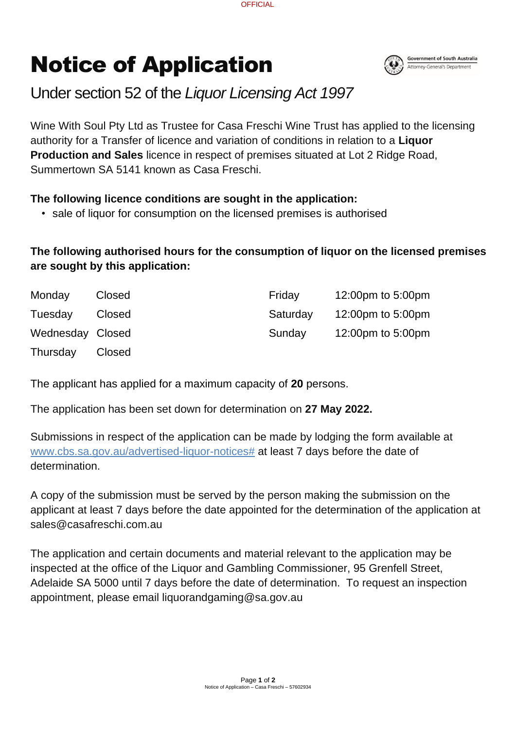# Notice of Application

## Under section 52 of the *Liquor Licensing Act 1997*

Wine With Soul Pty Ltd as Trustee for Casa Freschi Wine Trust has applied to the licensing authority for a Transfer of licence and variation of conditions in relation to a **Liquor Production and Sales** licence in respect of premises situated at Lot 2 Ridge Road, Summertown SA 5141 known as Casa Freschi.

**The following licence conditions are sought in the application:**

- sale of liquor for consumption on the licensed premises is authorised

**The following authorised hours for the consumption of liquor on the licensed premises are sought by this application:**

| Day | Hours |
|---|---|
| Monday | Closed |
| Tuesday | Closed |
| Wednesday | Closed |
| Thursday | Closed |
| Friday | 12:00pm to 5:00pm |
| Saturday | 12:00pm to 5:00pm |
| Sunday | 12:00pm to 5:00pm |

The applicant has applied for a maximum capacity of **20** persons.

The application has been set down for determination on **27 May 2022.**

Submissions in respect of the application can be made by lodging the form available at www.cbs.sa.gov.au/advertised-liquor-notices# at least 7 days before the date of determination.

A copy of the submission must be served by the person making the submission on the applicant at least 7 days before the date appointed for the determination of the application at sales@casafreschi.com.au

The application and certain documents and material relevant to the application may be inspected at the office of the Liquor and Gambling Commissioner, 95 Grenfell Street, Adelaide SA 5000 until 7 days before the date of determination. To request an inspection appointment, please email liquorandgaming@sa.gov.au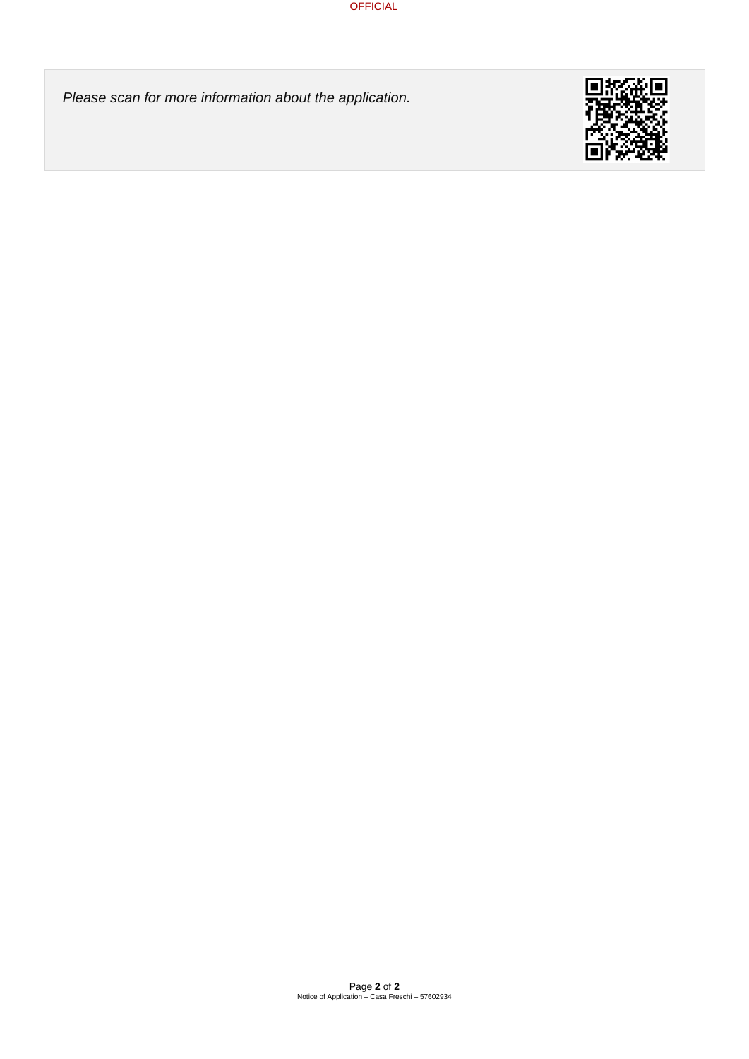*Please scan for more information about the application.*